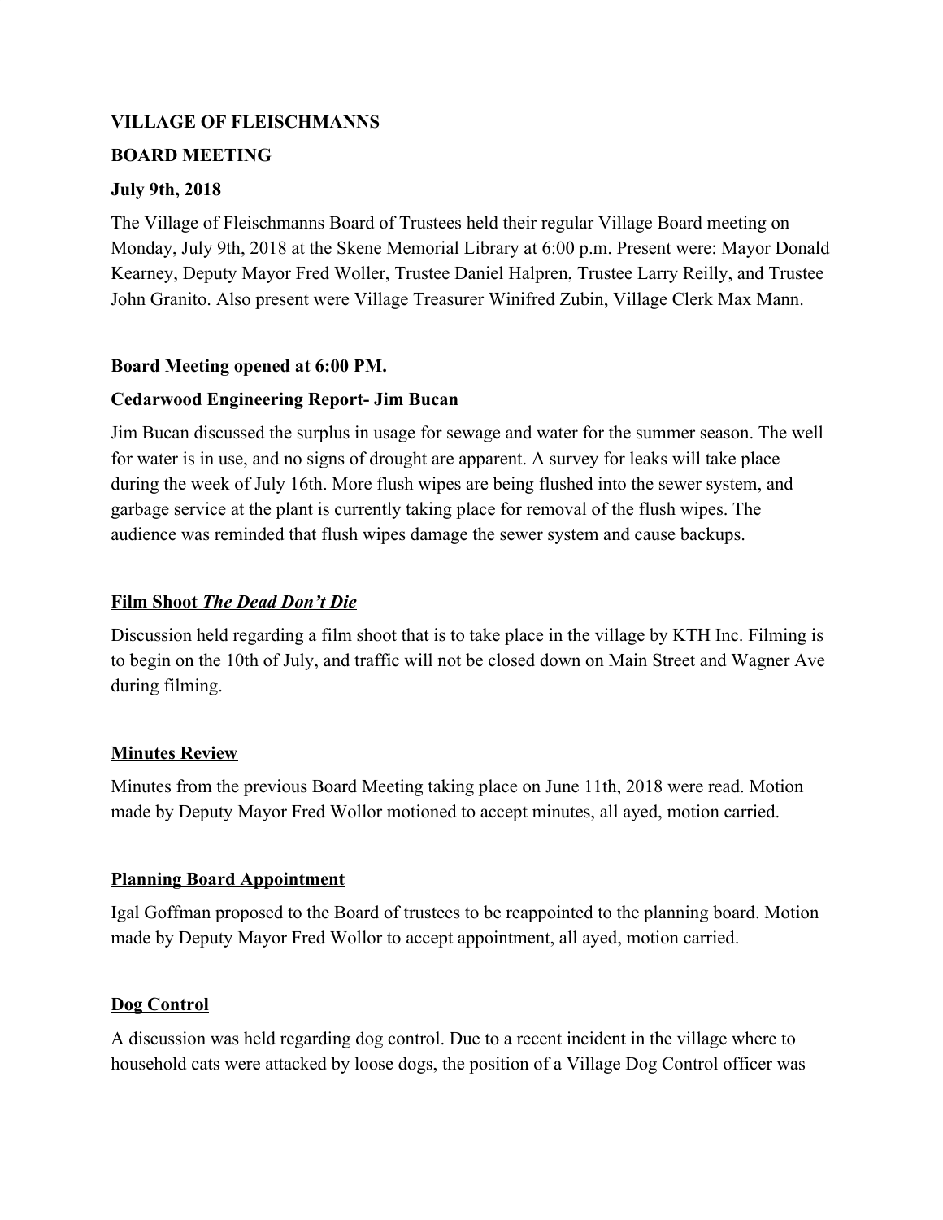**VILLAGE OF FLEISCHMANNS**

**BOARD MEETING**

**July 9th, 2018**

The Village of Fleischmanns Board of Trustees held their regular Village Board meeting on Monday, July 9th, 2018 at the Skene Memorial Library at 6:00 p.m. Present were: Mayor Donald Kearney, Deputy Mayor Fred Woller, Trustee Daniel Halpren, Trustee Larry Reilly, and Trustee John Granito. Also present were Village Treasurer Winifred Zubin, Village Clerk Max Mann.

**Board Meeting opened at 6:00 PM.**

**<u>Cedarwood Engineering Report- Jim Bucan</u>**

Jim Bucan discussed the surplus in usage for sewage and water for the summer season. The well for water is in use, and no signs of drought are apparent. A survey for leaks will take place during the week of July 16th. More flush wipes are being flushed into the sewer system, and garbage service at the plant is currently taking place for removal of the flush wipes. The audience was reminded that flush wipes damage the sewer system and cause backups.

**<u>Film Shoot *The Dead Don't Die*</u>**

Discussion held regarding a film shoot that is to take place in the village by KTH Inc. Filming is to begin on the 10th of July, and traffic will not be closed down on Main Street and Wagner Ave during filming.

**<u>Minutes Review</u>**

Minutes from the previous Board Meeting taking place on June 11th, 2018 were read. Motion made by Deputy Mayor Fred Wollor motioned to accept minutes, all ayed, motion carried.

**<u>Planning Board Appointment</u>**

Igal Goffman proposed to the Board of trustees to be reappointed to the planning board. Motion made by Deputy Mayor Fred Wollor to accept appointment, all ayed, motion carried.

**<u>Dog Control</u>**

A discussion was held regarding dog control. Due to a recent incident in the village where to household cats were attacked by loose dogs, the position of a Village Dog Control officer was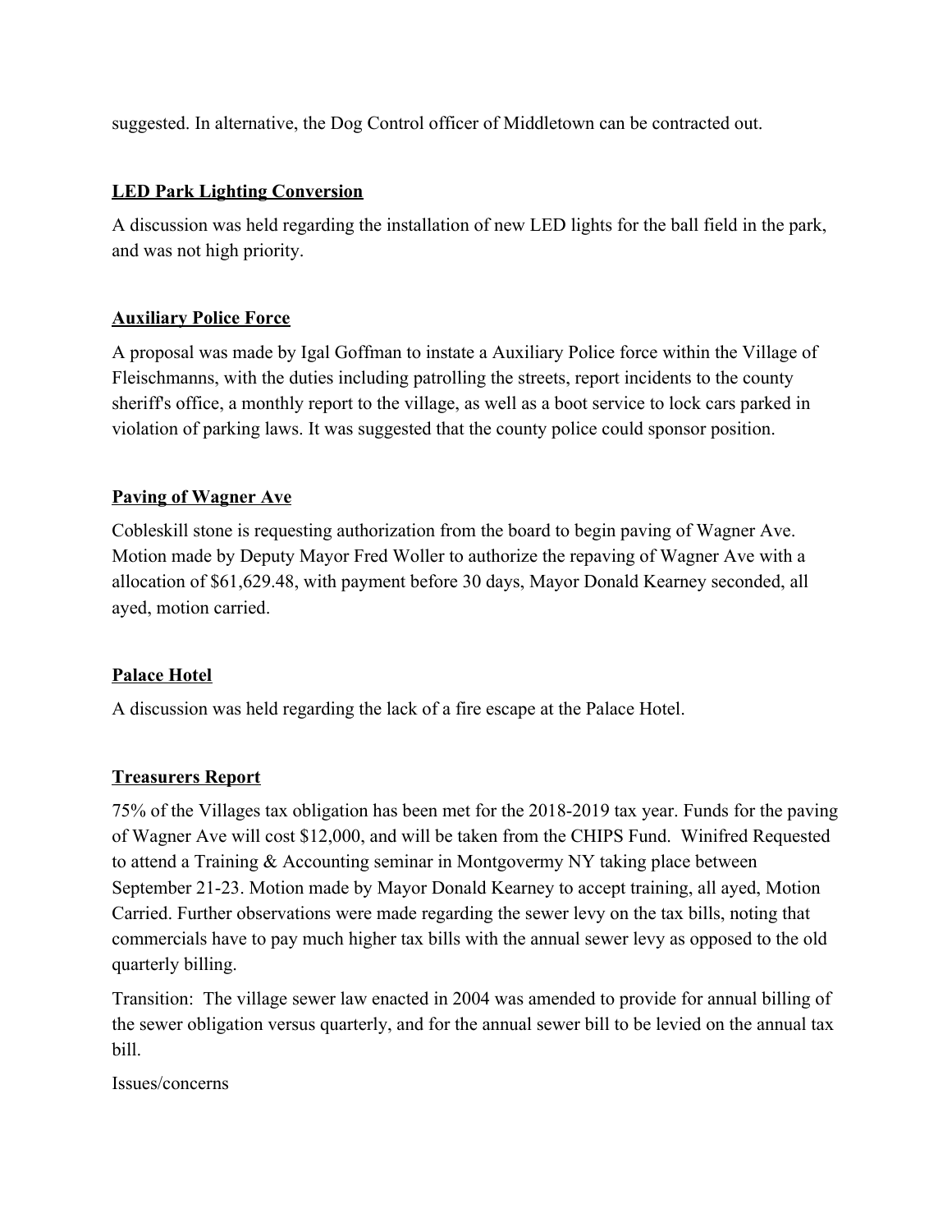suggested. In alternative, the Dog Control officer of Middletown can be contracted out.

## LED Park Lighting Conversion

A discussion was held regarding the installation of new LED lights for the ball field in the park, and was not high priority.

## Auxiliary Police Force

A proposal was made by Igal Goffman to instate a Auxiliary Police force within the Village of Fleischmanns, with the duties including patrolling the streets, report incidents to the county sheriff's office, a monthly report to the village, as well as a boot service to lock cars parked in violation of parking laws. It was suggested that the county police could sponsor position.

## Paving of Wagner Ave

Cobleskill stone is requesting authorization from the board to begin paving of Wagner Ave. Motion made by Deputy Mayor Fred Woller to authorize the repaving of Wagner Ave with a allocation of $61,629.48, with payment before 30 days, Mayor Donald Kearney seconded, all ayed, motion carried.

## Palace Hotel

A discussion was held regarding the lack of a fire escape at the Palace Hotel.

## Treasurers Report

75% of the Villages tax obligation has been met for the 2018-2019 tax year. Funds for the paving of Wagner Ave will cost $12,000, and will be taken from the CHIPS Fund. Winifred Requested to attend a Training & Accounting seminar in Montgovermy NY taking place between September 21-23. Motion made by Mayor Donald Kearney to accept training, all ayed, Motion Carried. Further observations were made regarding the sewer levy on the tax bills, noting that commercials have to pay much higher tax bills with the annual sewer levy as opposed to the old quarterly billing.

Transition: The village sewer law enacted in 2004 was amended to provide for annual billing of the sewer obligation versus quarterly, and for the annual sewer bill to be levied on the annual tax bill.

Issues/concerns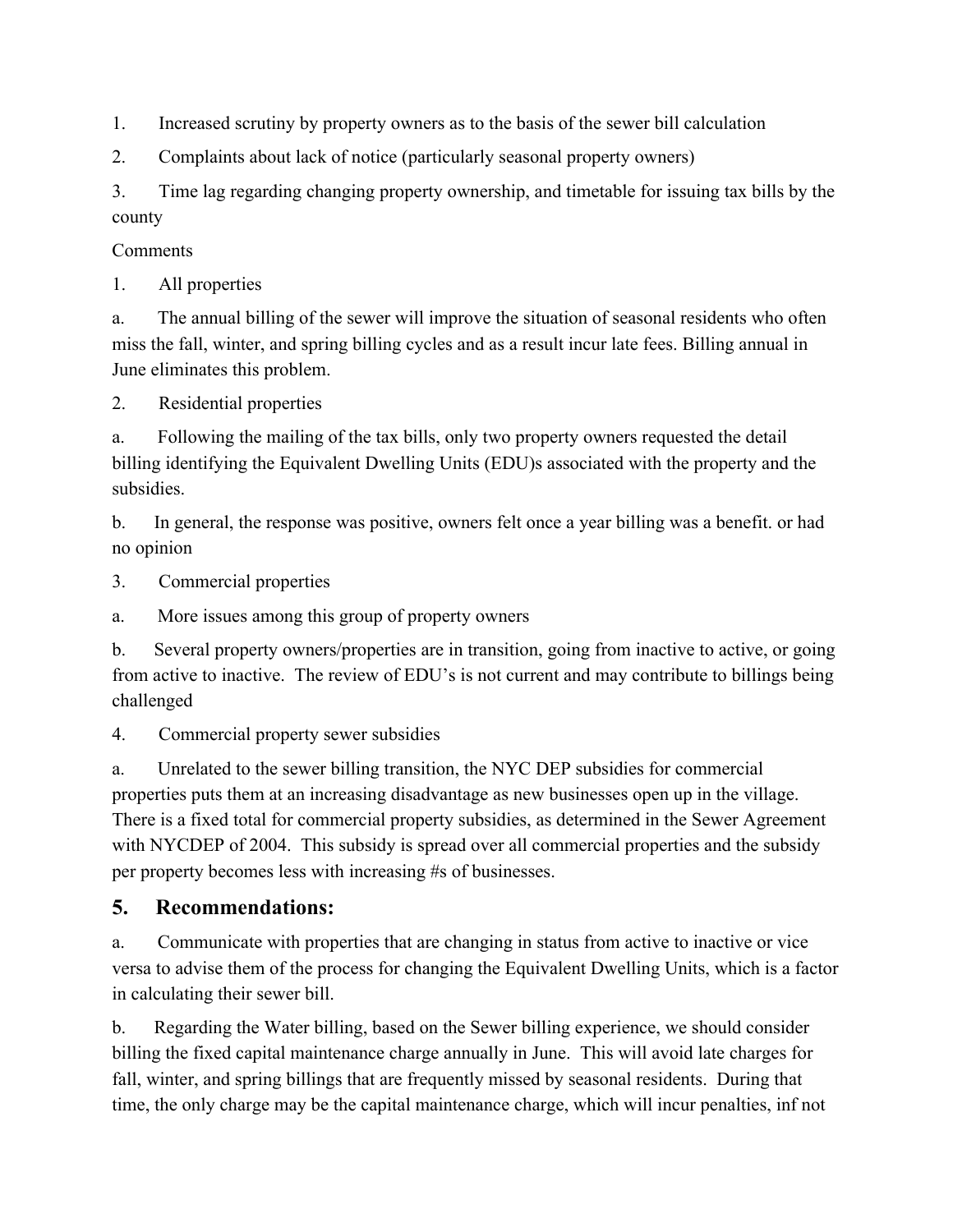1. Increased scrutiny by property owners as to the basis of the sewer bill calculation

2. Complaints about lack of notice (particularly seasonal property owners)

3. Time lag regarding changing property ownership, and timetable for issuing tax bills by the county

Comments

1. All properties

a. The annual billing of the sewer will improve the situation of seasonal residents who often miss the fall, winter, and spring billing cycles and as a result incur late fees. Billing annual in June eliminates this problem.

2. Residential properties

a. Following the mailing of the tax bills, only two property owners requested the detail billing identifying the Equivalent Dwelling Units (EDU)s associated with the property and the subsidies.

b. In general, the response was positive, owners felt once a year billing was a benefit. or had no opinion

3. Commercial properties

a. More issues among this group of property owners

b. Several property owners/properties are in transition, going from inactive to active, or going from active to inactive. The review of EDU's is not current and may contribute to billings being challenged

4. Commercial property sewer subsidies

a. Unrelated to the sewer billing transition, the NYC DEP subsidies for commercial properties puts them at an increasing disadvantage as new businesses open up in the village. There is a fixed total for commercial property subsidies, as determined in the Sewer Agreement with NYCDEP of 2004. This subsidy is spread over all commercial properties and the subsidy per property becomes less with increasing #s of businesses.

## 5. Recommendations:

a. Communicate with properties that are changing in status from active to inactive or vice versa to advise them of the process for changing the Equivalent Dwelling Units, which is a factor in calculating their sewer bill.

b. Regarding the Water billing, based on the Sewer billing experience, we should consider billing the fixed capital maintenance charge annually in June. This will avoid late charges for fall, winter, and spring billings that are frequently missed by seasonal residents. During that time, the only charge may be the capital maintenance charge, which will incur penalties, inf not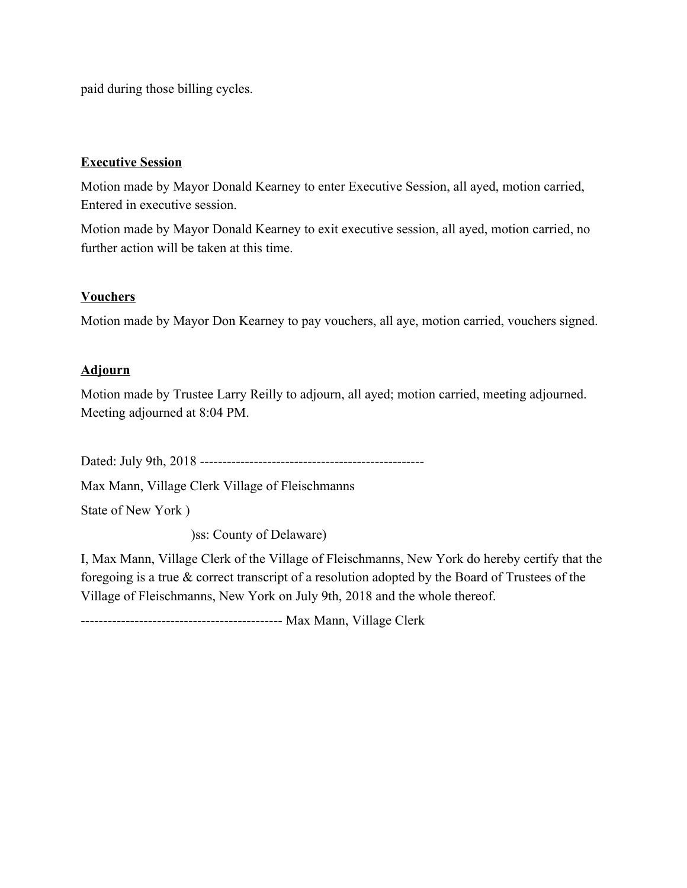paid during those billing cycles.

**Executive Session**

Motion made by Mayor Donald Kearney to enter Executive Session, all ayed, motion carried, Entered in executive session.

Motion made by Mayor Donald Kearney to exit executive session, all ayed, motion carried, no further action will be taken at this time.

**Vouchers**

Motion made by Mayor Don Kearney to pay vouchers, all aye, motion carried, vouchers signed.

**Adjourn**

Motion made by Trustee Larry Reilly to adjourn, all ayed; motion carried, meeting adjourned. Meeting adjourned at 8:04 PM.

Dated: July 9th, 2018 --------------------------------------------------

Max Mann, Village Clerk Village of Fleischmanns

State of New York )

)ss: County of Delaware)

I, Max Mann, Village Clerk of the Village of Fleischmanns, New York do hereby certify that the foregoing is a true & correct transcript of a resolution adopted by the Board of Trustees of the Village of Fleischmanns, New York on July 9th, 2018 and the whole thereof.

--------------------------------------------- Max Mann, Village Clerk